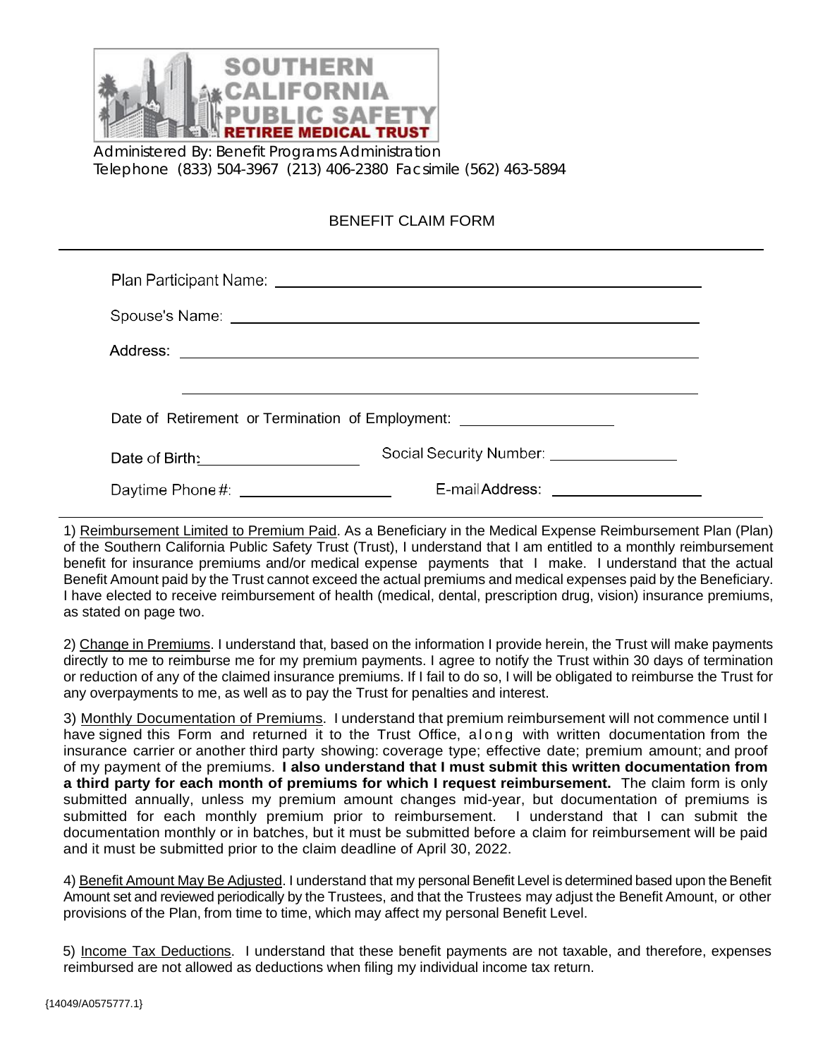**SOUTHERN CALIFORNIA PUBLIC SAFETY RETIREE MEDICAL TRUST**

Administered By: Benefit Programs Administration
Telephone (833) 504-3967 (213) 406-2380 Facsimile (562) 463-5894

# BENEFIT CLAIM FORM

Plan Participant Name: ______________________________________________

Spouse's Name: ______________________________________________

Address: ______________________________________________

______________________________________________

Date of Retirement or Termination of Employment: ____________________

Date of Birth: ____________________ Social Security Number: ________________

Daytime Phone #: ____________________ E-mail Address: ____________________

1) Reimbursement Limited to Premium Paid. As a Beneficiary in the Medical Expense Reimbursement Plan (Plan) of the Southern California Public Safety Trust (Trust), I understand that I am entitled to a monthly reimbursement benefit for insurance premiums and/or medical expense payments that I make. I understand that the actual Benefit Amount paid by the Trust cannot exceed the actual premiums and medical expenses paid by the Beneficiary. I have elected to receive reimbursement of health (medical, dental, prescription drug, vision) insurance premiums, as stated on page two.

2) Change in Premiums. I understand that, based on the information I provide herein, the Trust will make payments directly to me to reimburse me for my premium payments. I agree to notify the Trust within 30 days of termination or reduction of any of the claimed insurance premiums. If I fail to do so, I will be obligated to reimburse the Trust for any overpayments to me, as well as to pay the Trust for penalties and interest.

3) Monthly Documentation of Premiums. I understand that premium reimbursement will not commence until I have signed this Form and returned it to the Trust Office, along with written documentation from the insurance carrier or another third party showing: coverage type; effective date; premium amount; and proof of my payment of the premiums. **I also understand that I must submit this written documentation from a third party for each month of premiums for which I request reimbursement.** The claim form is only submitted annually, unless my premium amount changes mid-year, but documentation of premiums is submitted for each monthly premium prior to reimbursement. I understand that I can submit the documentation monthly or in batches, but it must be submitted before a claim for reimbursement will be paid and it must be submitted prior to the claim deadline of April 30, 2022.

4) Benefit Amount May Be Adjusted. I understand that my personal Benefit Level is determined based upon the Benefit Amount set and reviewed periodically by the Trustees, and that the Trustees may adjust the Benefit Amount, or other provisions of the Plan, from time to time, which may affect my personal Benefit Level.

5) Income Tax Deductions. I understand that these benefit payments are not taxable, and therefore, expenses reimbursed are not allowed as deductions when filing my individual income tax return.

{14049/A0575777.1}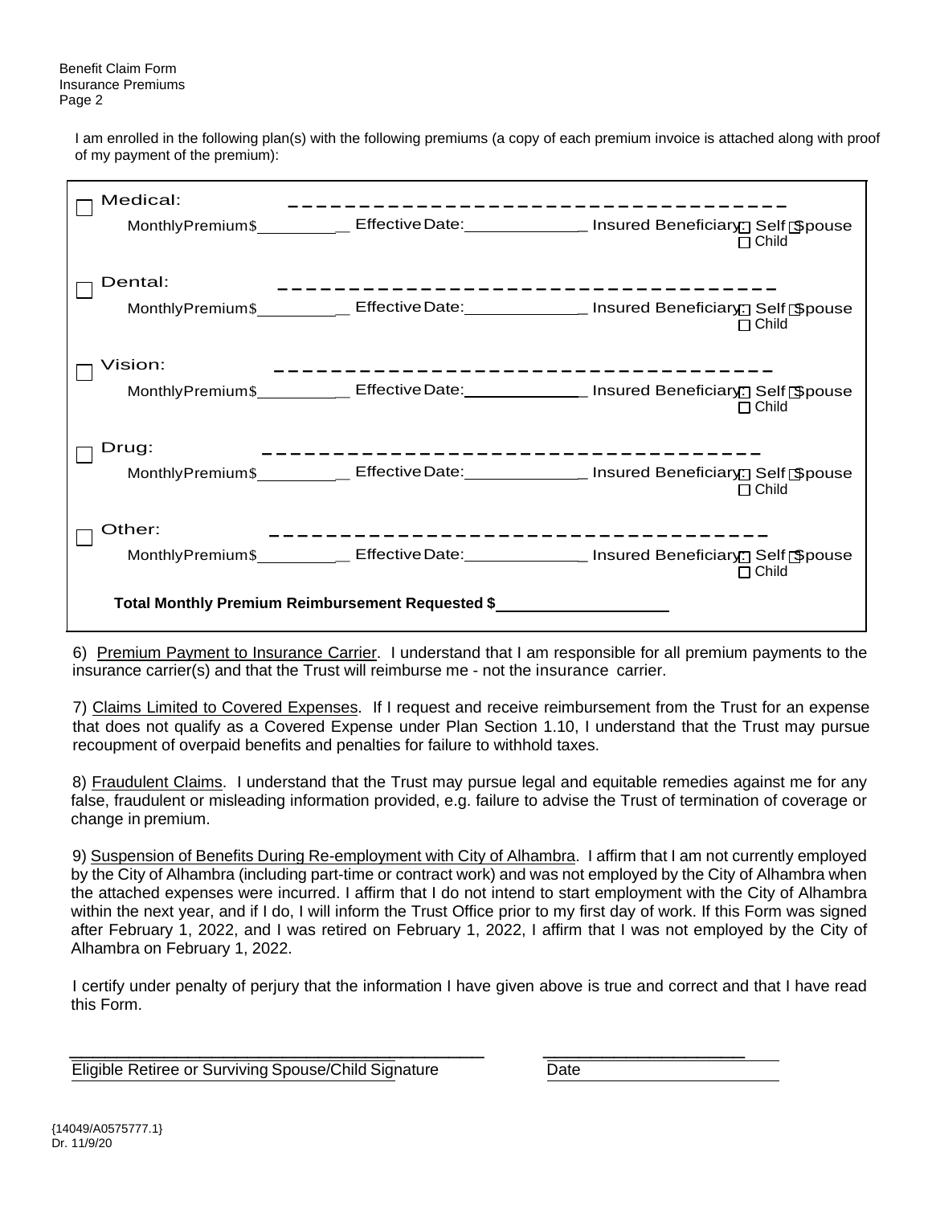I am enrolled in the following plan(s) with the following premiums (a copy of each premium invoice is attached along with proof of my payment of the premium):

☐ Medical: ___________________________________

Monthly Premium $__________ Effective Date:______________ Insured Beneficiary: ☐ Self ☐ Spouse ☐ Child

☐ Dental: ___________________________________

Monthly Premium $__________ Effective Date:______________ Insured Beneficiary: ☐ Self ☐ Spouse ☐ Child

☐ Vision: ___________________________________

Monthly Premium $__________ Effective Date:______________ Insured Beneficiary: ☐ Self ☐ Spouse ☐ Child

☐ Drug: ___________________________________

Monthly Premium $__________ Effective Date:______________ Insured Beneficiary: ☐ Self ☐ Spouse ☐ Child

☐ Other: ___________________________________

Monthly Premium $__________ Effective Date:______________ Insured Beneficiary: ☐ Self ☐ Spouse ☐ Child

**Total Monthly Premium Reimbursement Requested $**____________________

6) Premium Payment to Insurance Carrier. I understand that I am responsible for all premium payments to the insurance carrier(s) and that the Trust will reimburse me - not the insurance carrier.

7) Claims Limited to Covered Expenses. If I request and receive reimbursement from the Trust for an expense that does not qualify as a Covered Expense under Plan Section 1.10, I understand that the Trust may pursue recoupment of overpaid benefits and penalties for failure to withhold taxes.

8) Fraudulent Claims. I understand that the Trust may pursue legal and equitable remedies against me for any false, fraudulent or misleading information provided, e.g. failure to advise the Trust of termination of coverage or change in premium.

9) Suspension of Benefits During Re-employment with City of Alhambra. I affirm that I am not currently employed by the City of Alhambra (including part-time or contract work) and was not employed by the City of Alhambra when the attached expenses were incurred. I affirm that I do not intend to start employment with the City of Alhambra within the next year, and if I do, I will inform the Trust Office prior to my first day of work. If this Form was signed after February 1, 2022, and I was retired on February 1, 2022, I affirm that I was not employed by the City of Alhambra on February 1, 2022.

I certify under penalty of perjury that the information I have given above is true and correct and that I have read this Form.

_______________________________________ ______________________

Eligible Retiree or Surviving Spouse/Child Signature Date

{14049/A0575777.1}
Dr. 11/9/20